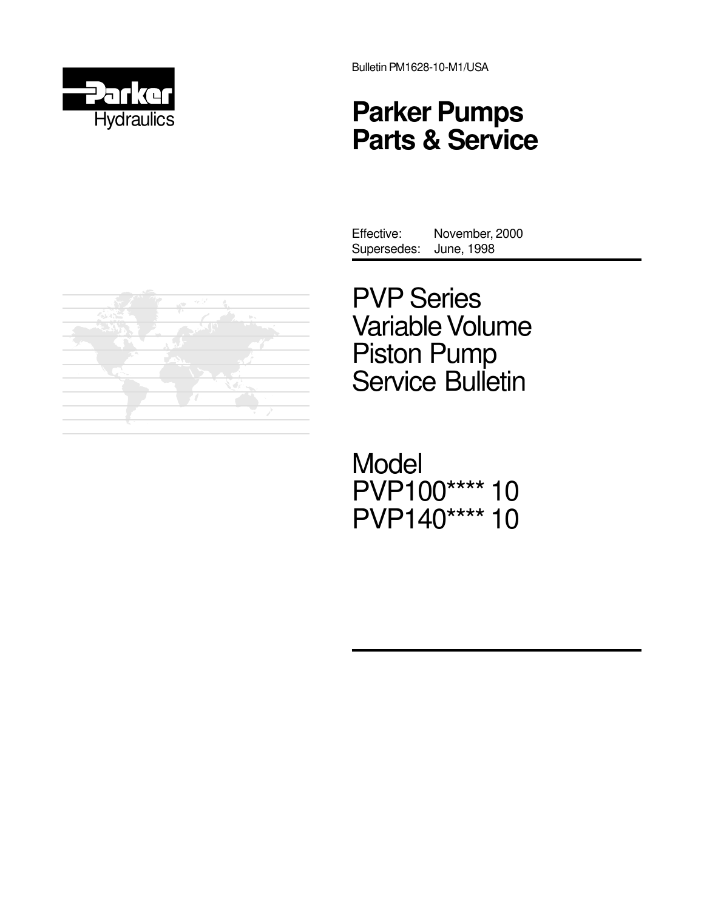Parker Hydraulics

Bulletin PM1628-10-M1/USA

# Parker Pumps Parts & Service

Effective: November, 2000
Supersedes: June, 1998

## PVP Series Variable Volume Piston Pump Service Bulletin

## Model PVP100**** 10 PVP140**** 10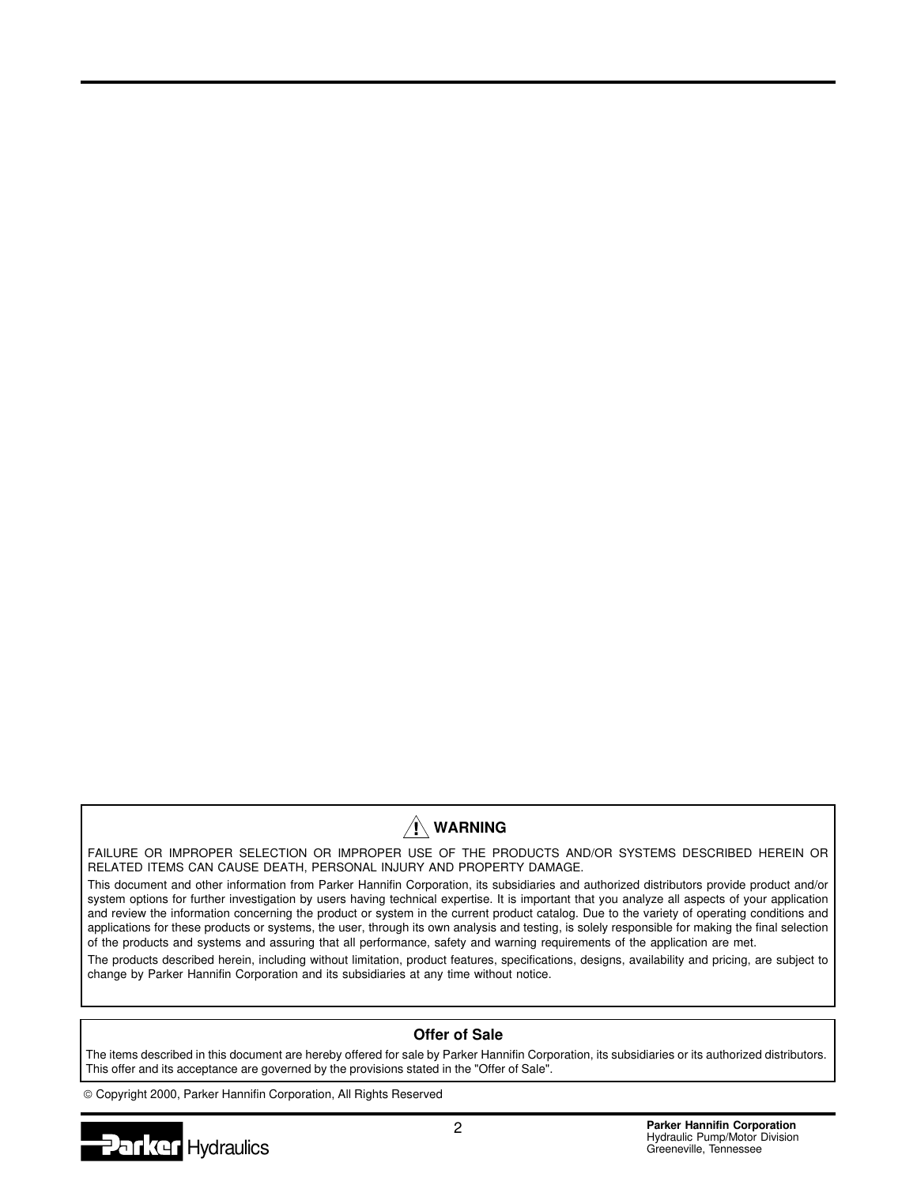## ⚠ WARNING

FAILURE OR IMPROPER SELECTION OR IMPROPER USE OF THE PRODUCTS AND/OR SYSTEMS DESCRIBED HEREIN OR RELATED ITEMS CAN CAUSE DEATH, PERSONAL INJURY AND PROPERTY DAMAGE.

This document and other information from Parker Hannifin Corporation, its subsidiaries and authorized distributors provide product and/or system options for further investigation by users having technical expertise. It is important that you analyze all aspects of your application and review the information concerning the product or system in the current product catalog. Due to the variety of operating conditions and applications for these products or systems, the user, through its own analysis and testing, is solely responsible for making the final selection of the products and systems and assuring that all performance, safety and warning requirements of the application are met.

The products described herein, including without limitation, product features, specifications, designs, availability and pricing, are subject to change by Parker Hannifin Corporation and its subsidiaries at any time without notice.

## Offer of Sale

The items described in this document are hereby offered for sale by Parker Hannifin Corporation, its subsidiaries or its authorized distributors. This offer and its acceptance are governed by the provisions stated in the "Offer of Sale".

© Copyright 2000, Parker Hannifin Corporation, All Rights Reserved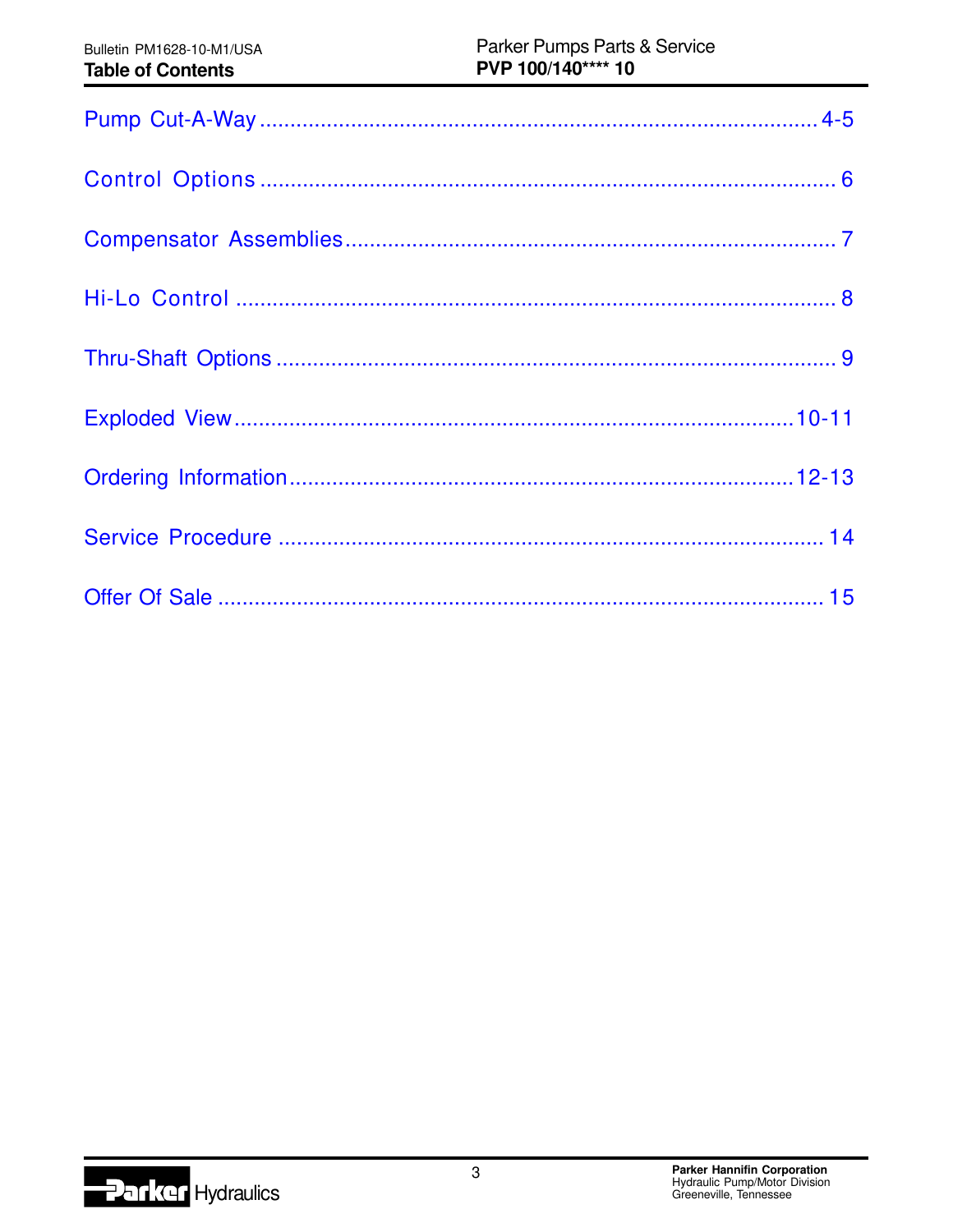# Table of Contents

Pump Cut-A-Way ........................................................................................ 4-5

Control Options ........................................................................................... 6

Compensator Assemblies ............................................................................ 7

Hi-Lo Control ............................................................................................... 8

Thru-Shaft Options ...................................................................................... 9

Exploded View ........................................................................................ 10-11

Ordering Information ............................................................................. 12-13

Service Procedure ...................................................................................... 14

Offer Of Sale .............................................................................................. 15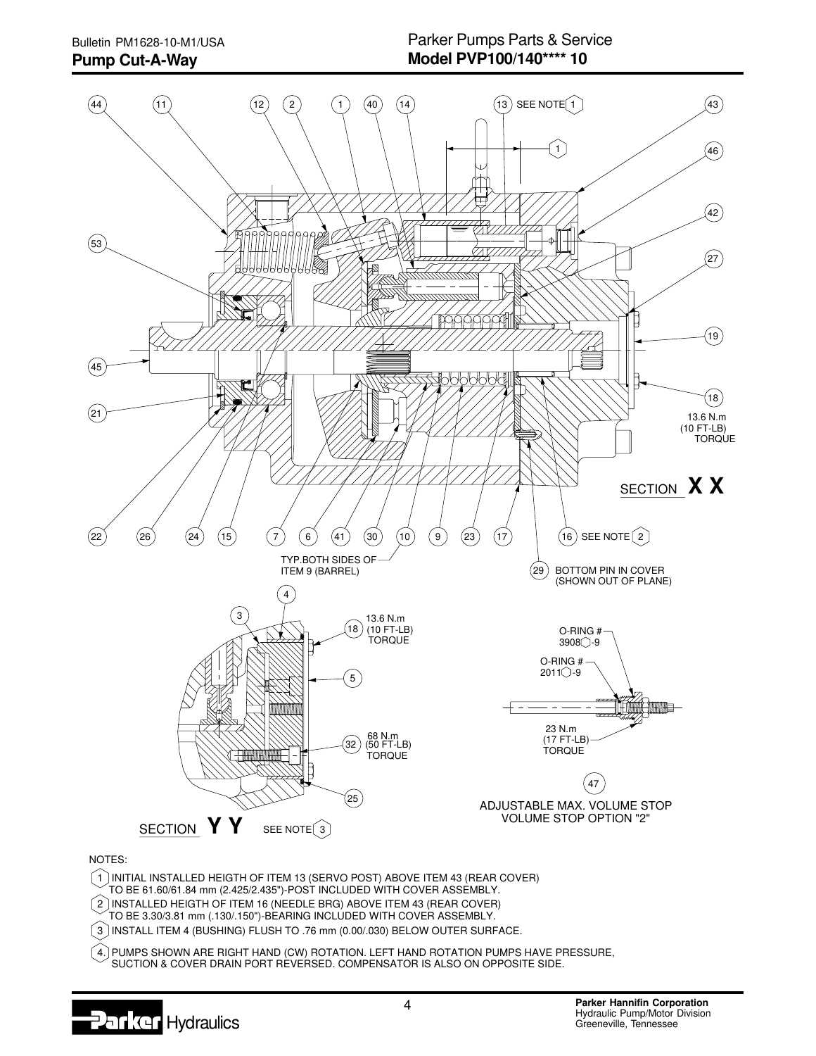## Pump Cut-A-Way

### Parker Pumps Parts & Service
### Model PVP100/140**** 10

SECTION **X X**

13.6 N.m (10 FT-LB) TORQUE

SEE NOTE 1

SEE NOTE 2

TYP. BOTH SIDES OF ITEM 9 (BARREL)

29 BOTTOM PIN IN COVER (SHOWN OUT OF PLANE)

SECTION **Y Y** SEE NOTE 3

18 13.6 N.m (10 FT-LB) TORQUE

32 68 N.m (50 FT-LB) TORQUE

O-RING # 3908-9

O-RING # 2011-9

23 N.m (17 FT-LB) TORQUE

47

ADJUSTABLE MAX. VOLUME STOP
VOLUME STOP OPTION "2"

NOTES:

1. INITIAL INSTALLED HEIGTH OF ITEM 13 (SERVO POST) ABOVE ITEM 43 (REAR COVER) TO BE 61.60/61.84 mm (2.425/2.435")-POST INCLUDED WITH COVER ASSEMBLY.
2. INSTALLED HEIGTH OF ITEM 16 (NEEDLE BRG) ABOVE ITEM 43 (REAR COVER) TO BE 3.30/3.81 mm (.130/.150")-BEARING INCLUDED WITH COVER ASSEMBLY.
3. INSTALL ITEM 4 (BUSHING) FLUSH TO .76 mm (0.00/.030) BELOW OUTER SURFACE.
4. PUMPS SHOWN ARE RIGHT HAND (CW) ROTATION. LEFT HAND ROTATION PUMPS HAVE PRESSURE, SUCTION & COVER DRAIN PORT REVERSED. COMPENSATOR IS ALSO ON OPPOSITE SIDE.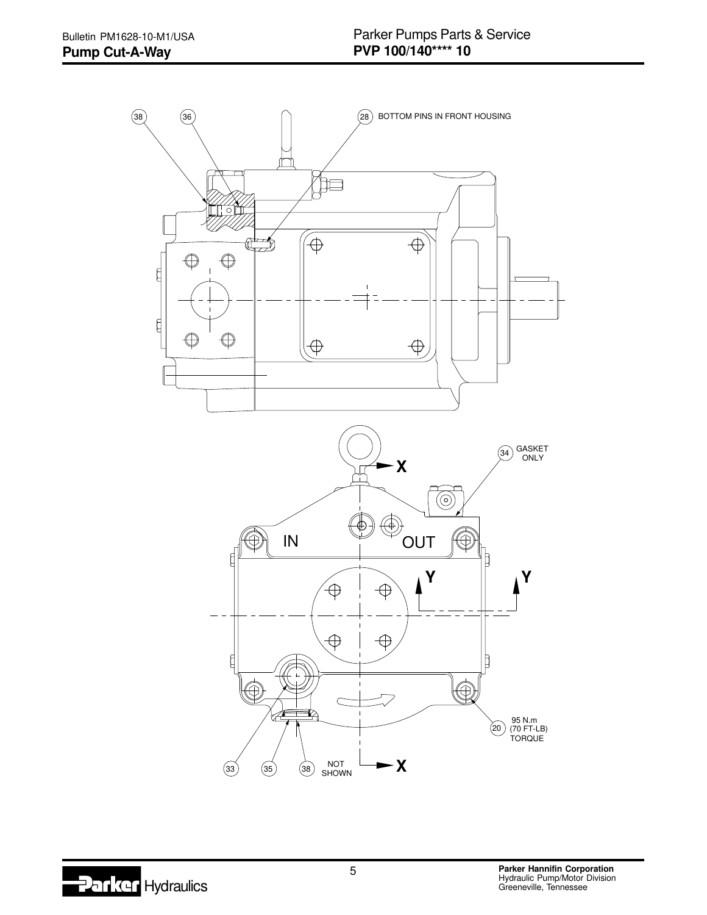# Pump Cut-A-Way

## PVP 100/140**** 10

38

36

28 BOTTOM PINS IN FRONT HOUSING

34 GASKET ONLY

X

IN

OUT

Y

Y

20 95 N.m (70 FT-LB) TORQUE

33

35

38 NOT SHOWN

X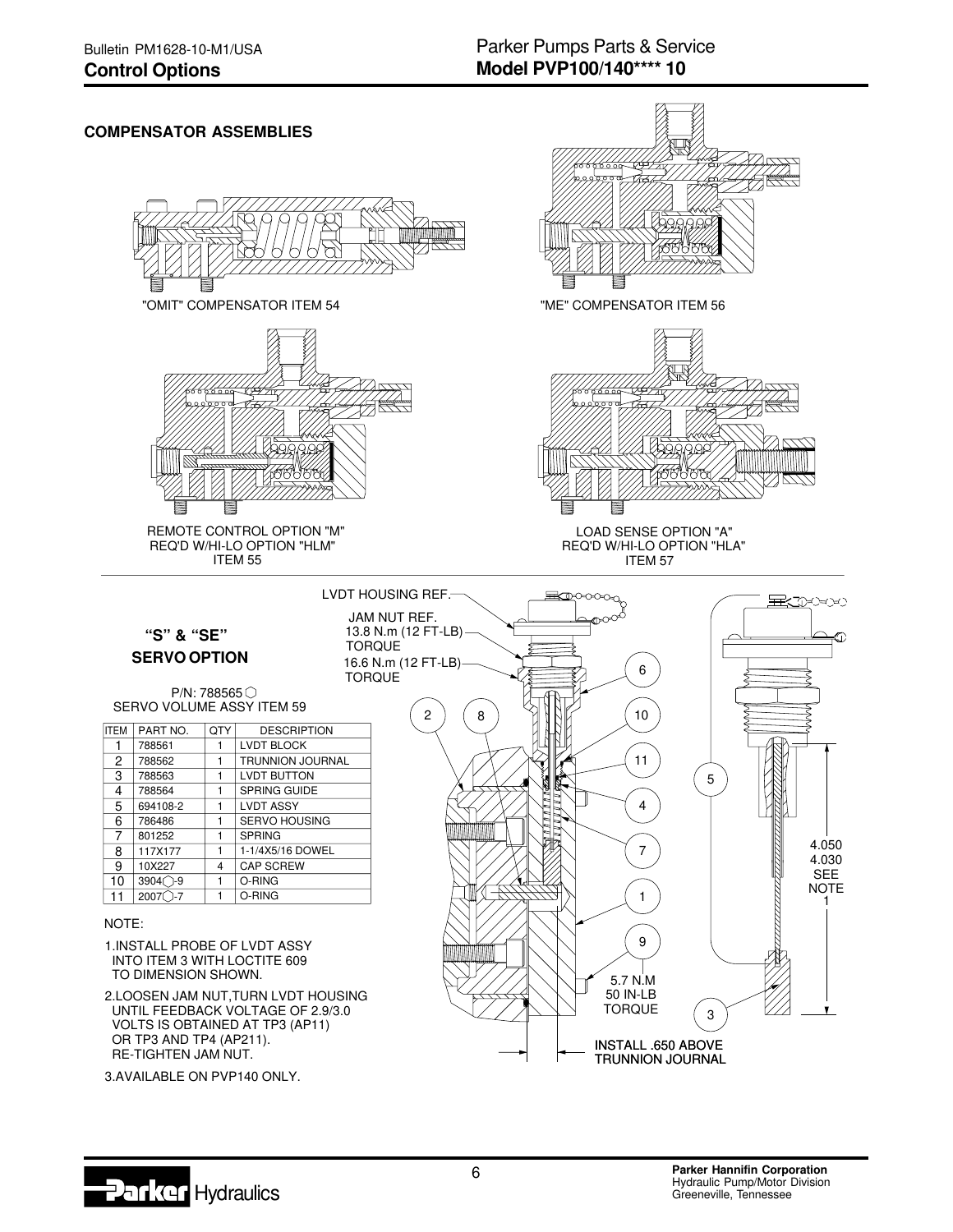## COMPENSATOR ASSEMBLIES

"OMIT" COMPENSATOR ITEM 54

"ME" COMPENSATOR ITEM 56

REMOTE CONTROL OPTION "M"
REQ'D W/HI-LO OPTION "HLM"
ITEM 55

LOAD SENSE OPTION "A"
REQ'D W/HI-LO OPTION "HLA"
ITEM 57

## "S" & "SE" SERVO OPTION

P/N: 788565 ⬡
SERVO VOLUME ASSY ITEM 59

| ITEM | PART NO. | QTY | DESCRIPTION |
|---|---|---|---|
| 1 | 788561 | 1 | LVDT BLOCK |
| 2 | 788562 | 1 | TRUNNION JOURNAL |
| 3 | 788563 | 1 | LVDT BUTTON |
| 4 | 788564 | 1 | SPRING GUIDE |
| 5 | 694108-2 | 1 | LVDT ASSY |
| 6 | 786486 | 1 | SERVO HOUSING |
| 7 | 801252 | 1 | SPRING |
| 8 | 117X177 | 1 | 1-1/4X5/16 DOWEL |
| 9 | 10X227 | 4 | CAP SCREW |
| 10 | 3904⬡-9 | 1 | O-RING |
| 11 | 2007⬡-7 | 1 | O-RING |

NOTE:

1. INSTALL PROBE OF LVDT ASSY INTO ITEM 3 WITH LOCTITE 609 TO DIMENSION SHOWN.
2. LOOSEN JAM NUT,TURN LVDT HOUSING UNTIL FEEDBACK VOLTAGE OF 2.9/3.0 VOLTS IS OBTAINED AT TP3 (AP11) OR TP3 AND TP4 (AP211). RE-TIGHTEN JAM NUT.
3. AVAILABLE ON PVP140 ONLY.

LVDT HOUSING REF.

JAM NUT REF.
13.8 N.m (12 FT-LB) TORQUE

16.6 N.m (12 FT-LB) TORQUE

5.7 N.M
50 IN-LB
TORQUE

INSTALL .650 ABOVE TRUNNION JOURNAL

4.050
4.030
SEE NOTE 1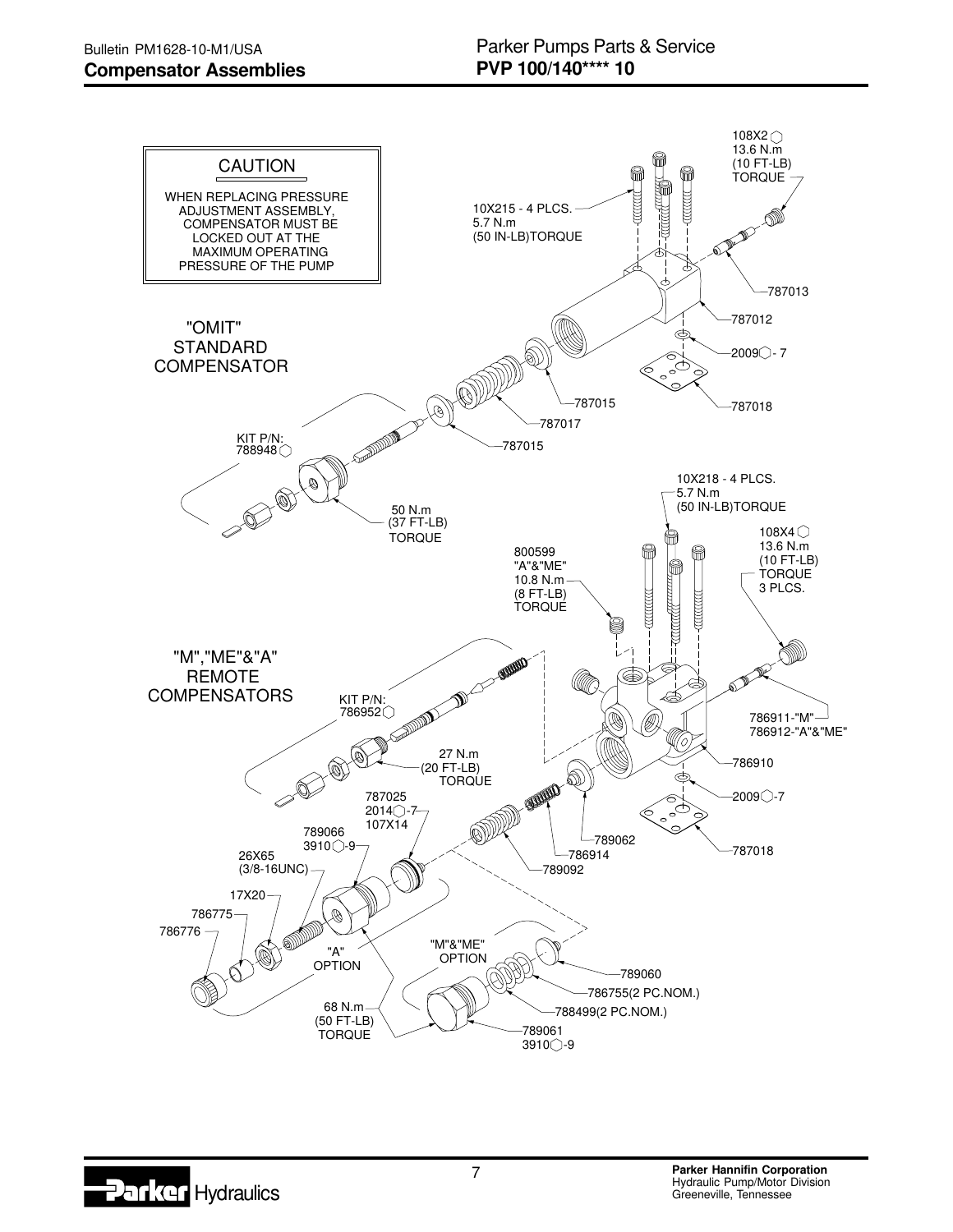## Compensator Assemblies

**PVP 100/140\*\*\*\* 10**

**CAUTION**

WHEN REPLACING PRESSURE ADJUSTMENT ASSEMBLY, COMPENSATOR MUST BE LOCKED OUT AT THE MAXIMUM OPERATING PRESSURE OF THE PUMP

"OMIT" STANDARD COMPENSATOR

108X2 ◯ 13.6 N.m (10 FT-LB) TORQUE

10X215 - 4 PLCS. 5.7 N.m (50 IN-LB)TORQUE

787013

787012

2009◯- 7

787018

787015

787017

787015

KIT P/N: 788948◯

50 N.m (37 FT-LB) TORQUE

"M","ME"&"A" REMOTE COMPENSATORS

10X218 - 4 PLCS. 5.7 N.m (50 IN-LB)TORQUE

108X4 ◯ 13.6 N.m (10 FT-LB) TORQUE 3 PLCS.

800599 "A"&"ME" 10.8 N.m (8 FT-LB) TORQUE

KIT P/N: 786952◯

786911-"M" 786912-"A"&"ME"

27 N.m (20 FT-LB) TORQUE

786910

2009◯-7

787018

787025 2014◯-7 107X14

789066 3910◯-9

26X65 (3/8-16UNC)

17X20

786775

786776

"A" OPTION

789062

786914

789092

"M"&"ME" OPTION

789060

786755(2 PC.NOM.)

788499(2 PC.NOM.)

68 N.m (50 FT-LB) TORQUE

789061 3910◯-9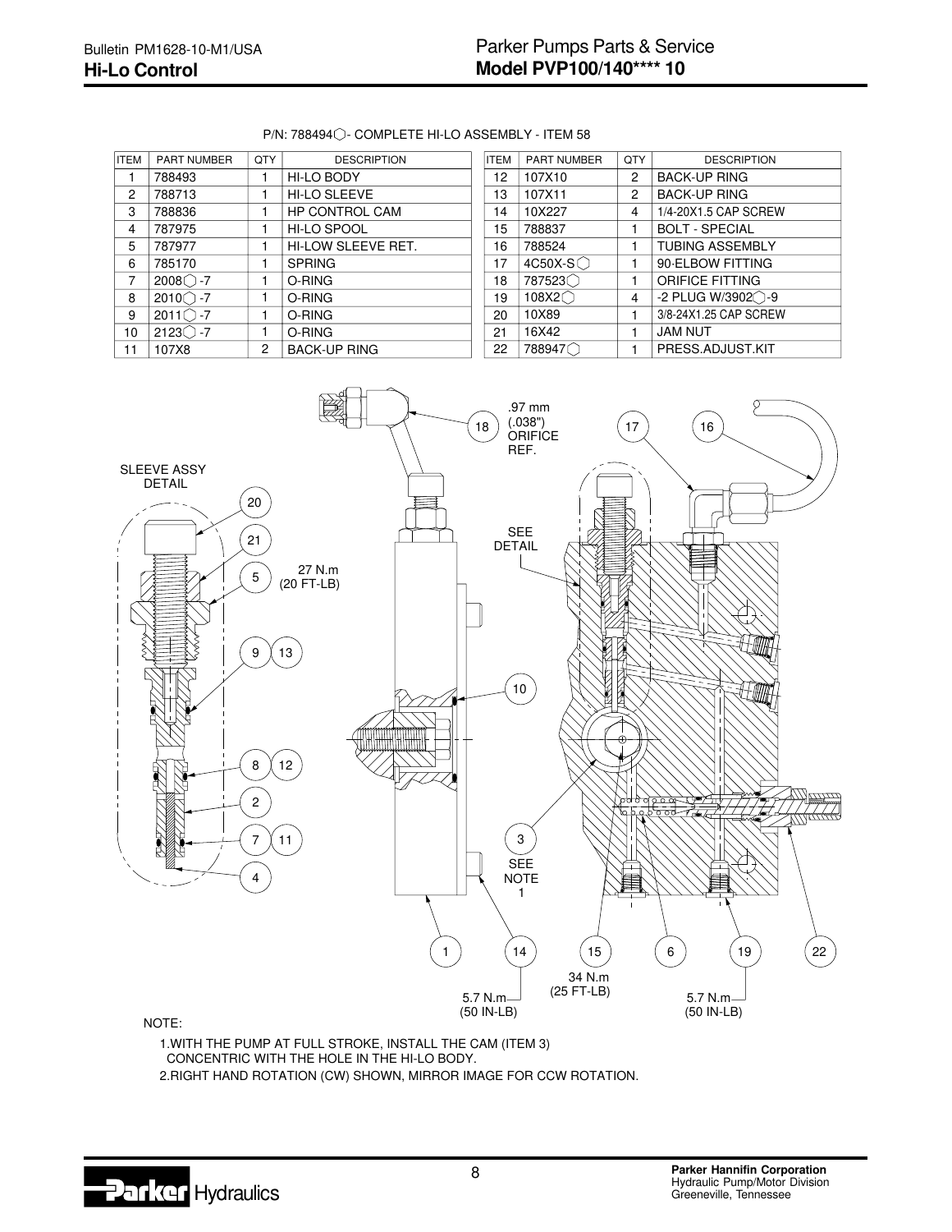P/N: 788494◯- COMPLETE HI-LO ASSEMBLY - ITEM 58

| ITEM | PART NUMBER | QTY | DESCRIPTION | ITEM | PART NUMBER | QTY | DESCRIPTION |
|---|---|---|---|---|---|---|---|
| 1 | 788493 | 1 | HI-LO BODY | 12 | 107X10 | 2 | BACK-UP RING |
| 2 | 788713 | 1 | HI-LO SLEEVE | 13 | 107X11 | 2 | BACK-UP RING |
| 3 | 788836 | 1 | HP CONTROL CAM | 14 | 10X227 | 4 | 1/4-20X1.5 CAP SCREW |
| 4 | 787975 | 1 | HI-LO SPOOL | 15 | 788837 | 1 | BOLT - SPECIAL |
| 5 | 787977 | 1 | HI-LOW SLEEVE RET. | 16 | 788524 | 1 | TUBING ASSEMBLY |
| 6 | 785170 | 1 | SPRING | 17 | 4C50X-S◯ | 1 | 90-ELBOW FITTING |
| 7 | 2008◯-7 | 1 | O-RING | 18 | 787523◯ | 1 | ORIFICE FITTING |
| 8 | 2010◯-7 | 1 | O-RING | 19 | 108X2◯ | 4 | -2 PLUG W/3902◯-9 |
| 9 | 2011◯-7 | 1 | O-RING | 20 | 10X89 | 1 | 3/8-24X1.25 CAP SCREW |
| 10 | 2123◯-7 | 1 | O-RING | 21 | 16X42 | 1 | JAM NUT |
| 11 | 107X8 | 2 | BACK-UP RING | 22 | 788947◯ | 1 | PRESS.ADJUST.KIT |

SLEEVE ASSY DETAIL

27 N.m (20 FT-LB)

.97 mm (.038") ORIFICE REF.

SEE DETAIL

SEE NOTE 1

5.7 N.m (50 IN-LB)

34 N.m (25 FT-LB)

5.7 N.m (50 IN-LB)

NOTE:

1. WITH THE PUMP AT FULL STROKE, INSTALL THE CAM (ITEM 3) CONCENTRIC WITH THE HOLE IN THE HI-LO BODY.
2. RIGHT HAND ROTATION (CW) SHOWN, MIRROR IMAGE FOR CCW ROTATION.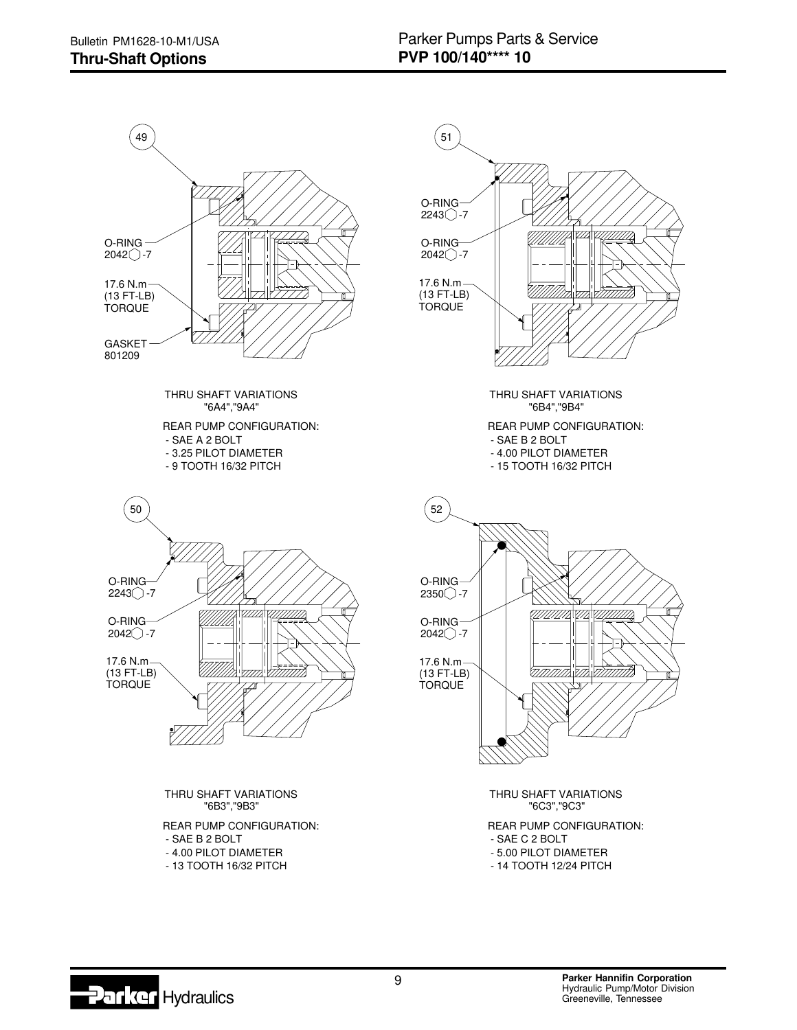# Thru-Shaft Options

49

O-RING 2042○-7

17.6 N.m (13 FT-LB) TORQUE

GASKET 801209

THRU SHAFT VARIATIONS "6A4","9A4"

REAR PUMP CONFIGURATION:
- SAE A 2 BOLT
- 3.25 PILOT DIAMETER
- 9 TOOTH 16/32 PITCH

51

O-RING 2243○-7

O-RING 2042○-7

17.6 N.m (13 FT-LB) TORQUE

THRU SHAFT VARIATIONS "6B4","9B4"

REAR PUMP CONFIGURATION:
- SAE B 2 BOLT
- 4.00 PILOT DIAMETER
- 15 TOOTH 16/32 PITCH

50

O-RING 2243○-7

O-RING 2042○-7

17.6 N.m (13 FT-LB) TORQUE

THRU SHAFT VARIATIONS "6B3","9B3"

REAR PUMP CONFIGURATION:
- SAE B 2 BOLT
- 4.00 PILOT DIAMETER
- 13 TOOTH 16/32 PITCH

52

O-RING 2350○-7

O-RING 2042○-7

17.6 N.m (13 FT-LB) TORQUE

THRU SHAFT VARIATIONS "6C3","9C3"

REAR PUMP CONFIGURATION:
- SAE C 2 BOLT
- 5.00 PILOT DIAMETER
- 14 TOOTH 12/24 PITCH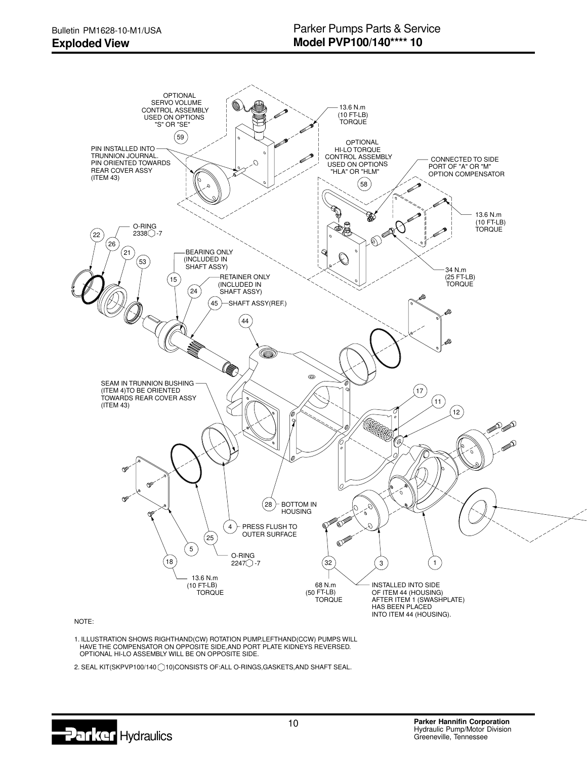# Exploded View

## Model PVP100/140**** 10

OPTIONAL SERVO VOLUME CONTROL ASSEMBLY USED ON OPTIONS "S" OR "SE" (59)

13.6 N.m (10 FT-LB) TORQUE

PIN INSTALLED INTO TRUNNION JOURNAL. PIN ORIENTED TOWARDS REAR COVER ASSY (ITEM 43)

OPTIONAL HI-LO TORQUE CONTROL ASSEMBLY USED ON OPTIONS "HLA" OR "HLM" (58)

CONNECTED TO SIDE PORT OF "A" OR "M" OPTION COMPENSATOR

13.6 N.m (10 FT-LB) TORQUE

O-RING 2338⬡-7 (26)

BEARING ONLY (INCLUDED IN SHAFT ASSY) (15)

RETAINER ONLY (INCLUDED IN SHAFT ASSY) (24)

SHAFT ASSY(REF.) (45)

34 N.m (25 FT-LB) TORQUE

SEAM IN TRUNNION BUSHING (ITEM 4)TO BE ORIENTED TOWARDS REAR COVER ASSY (ITEM 43)

BOTTOM IN HOUSING (28)

PRESS FLUSH TO OUTER SURFACE (4)

O-RING 2247⬡-7 (25)

13.6 N.m (10 FT-LB) TORQUE (18)

68 N.m (50 FT-LB) TORQUE (32)

INSTALLED INTO SIDE OF ITEM 44 (HOUSING) AFTER ITEM 1 (SWASHPLATE) HAS BEEN PLACED INTO ITEM 44 (HOUSING).

NOTE:

1. ILLUSTRATION SHOWS RIGHTHAND(CW) ROTATION PUMP.LEFTHAND(CCW) PUMPS WILL HAVE THE COMPENSATOR ON OPPOSITE SIDE,AND PORT PLATE KIDNEYS REVERSED. OPTIONAL HI-LO ASSEMBLY WILL BE ON OPPOSITE SIDE.

2. SEAL KIT(SKPVP100/140⬡10)CONSISTS OF:ALL O-RINGS,GASKETS,AND SHAFT SEAL.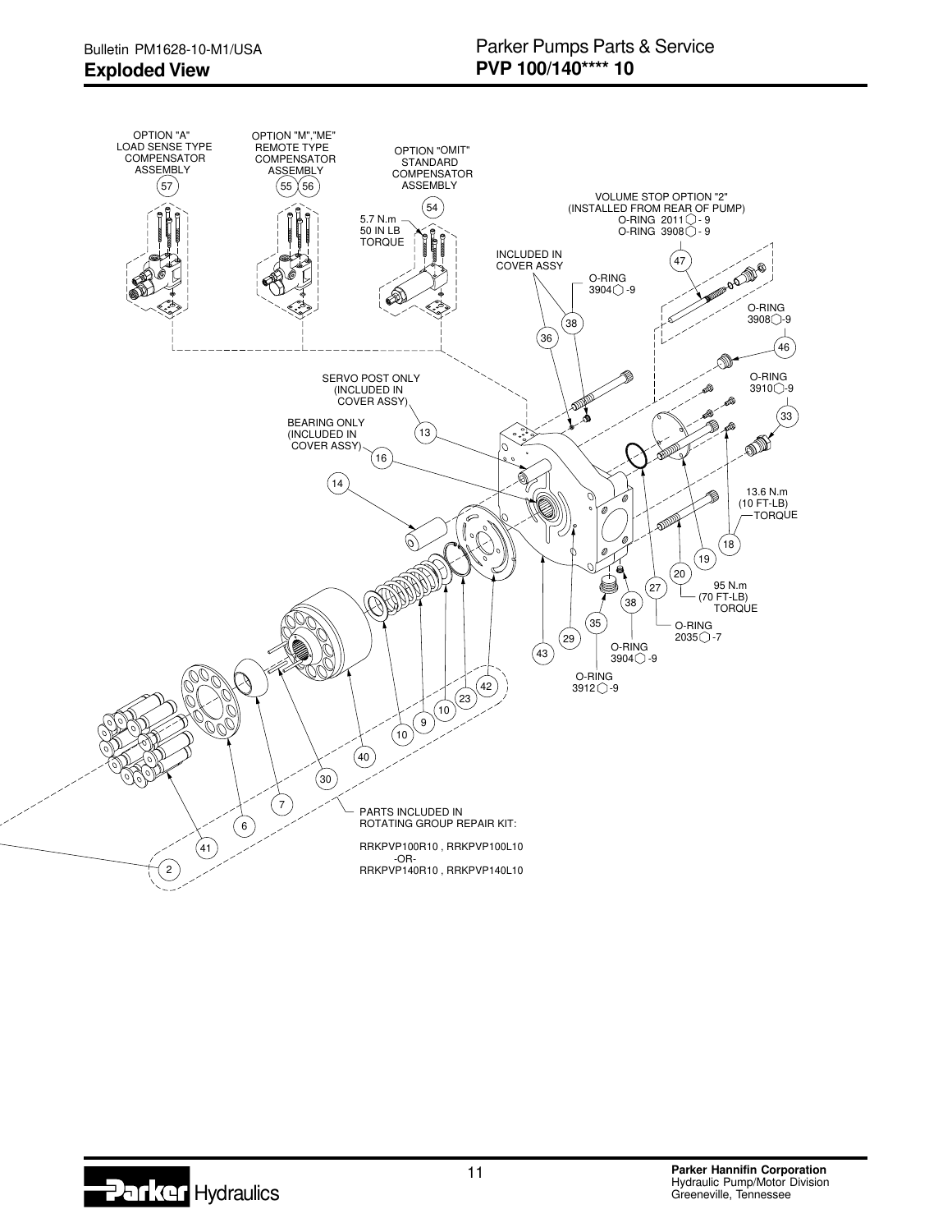## Exploded View

OPTION "A" LOAD SENSE TYPE COMPENSATOR ASSEMBLY (57)

OPTION "M","ME" REMOTE TYPE COMPENSATOR ASSEMBLY (55) (56)

OPTION "OMIT" STANDARD COMPENSATOR ASSEMBLY (54)

5.7 N.m
50 IN LB
TORQUE

VOLUME STOP OPTION "2"
(INSTALLED FROM REAR OF PUMP)
O-RING 2011 -9
O-RING 3908 -9

INCLUDED IN COVER ASSY

O-RING 3904 -9

O-RING 3908 -9

O-RING 3910 -9

SERVO POST ONLY (INCLUDED IN COVER ASSY)

BEARING ONLY (INCLUDED IN COVER ASSY)

13.6 N.m
(10 FT-LB)
TORQUE

95 N.m
(70 FT-LB)
TORQUE

O-RING 2035 -7

O-RING 3904 -9

O-RING 3912 -9

PARTS INCLUDED IN ROTATING GROUP REPAIR KIT:

RRKPVP100R10 , RRKPVP100L10
-OR-
RRKPVP140R10 , RRKPVP140L10

2, 6, 7, 9, 10, 13, 14, 16, 18, 19, 20, 23, 27, 29, 30, 33, 35, 36, 38, 40, 41, 42, 43, 46, 47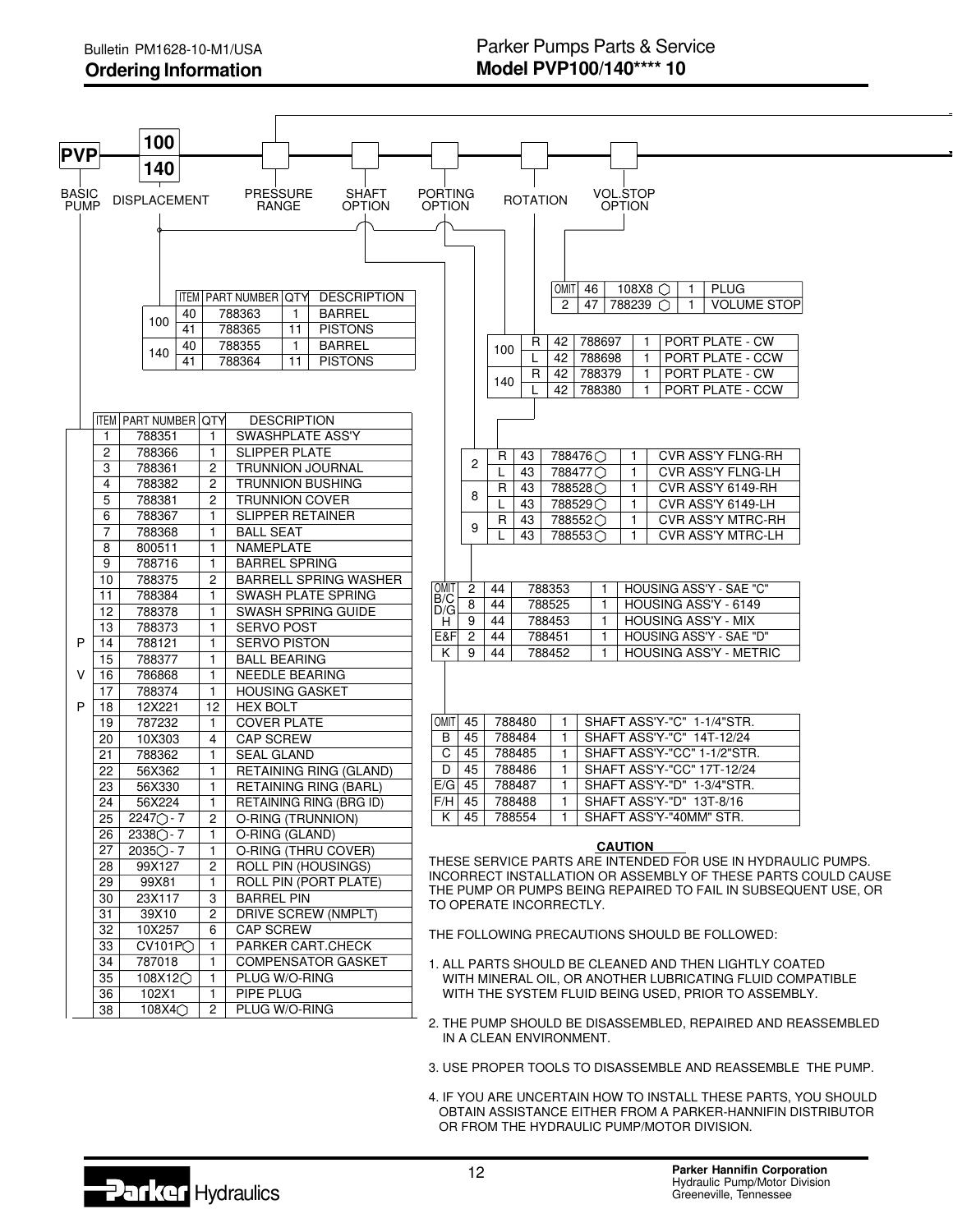Bulletin PM1628-10-M1/USA

## Ordering Information

Parker Pumps Parts & Service
**Model PVP100/140\*\*\*\* 10**

PVP | 100 / 140 | ☐ | ☐ | ☐ | ☐ | ☐

BASIC PUMP — DISPLACEMENT — PRESSURE RANGE — SHAFT OPTION — PORTING OPTION — ROTATION — VOL.STOP OPTION

**Displacement**

| | ITEM | PART NUMBER | QTY | DESCRIPTION |
|---|---|---|---|---|
| 100 | 40 | 788363 | 1 | BARREL |
| | 41 | 788365 | 11 | PISTONS |
| 140 | 40 | 788355 | 1 | BARREL |
| | 41 | 788364 | 11 | PISTONS |

**Vol. Stop Option**

| | ITEM | PART NUMBER | QTY | DESCRIPTION |
|---|---|---|---|---|
| OMIT | 46 | 108X8 ◯ | 1 | PLUG |
| 2 | 47 | 788239 ◯ | 1 | VOLUME STOP |

**Rotation**

| | | ITEM | PART NUMBER | QTY | DESCRIPTION |
|---|---|---|---|---|---|
| 100 | R | 42 | 788697 | 1 | PORT PLATE - CW |
| | L | 42 | 788698 | 1 | PORT PLATE - CCW |
| 140 | R | 42 | 788379 | 1 | PORT PLATE - CW |
| | L | 42 | 788380 | 1 | PORT PLATE - CCW |

**Porting Option**

| | | ITEM | PART NUMBER | QTY | DESCRIPTION |
|---|---|---|---|---|---|
| 2 | R | 43 | 788476◯ | 1 | CVR ASS'Y FLNG-RH |
| | L | 43 | 788477◯ | 1 | CVR ASS'Y FLNG-LH |
| 8 | R | 43 | 788528◯ | 1 | CVR ASS'Y 6149-RH |
| | L | 43 | 788529◯ | 1 | CVR ASS'Y 6149-LH |
| 9 | R | 43 | 788552◯ | 1 | CVR ASS'Y MTRC-RH |
| | L | 43 | 788553◯ | 1 | CVR ASS'Y MTRC-LH |

**Shaft Option / Porting Option (Housing)**

| | | ITEM | PART NUMBER | QTY | DESCRIPTION |
|---|---|---|---|---|---|
| OMIT B/C D/G | 2 | 44 | 788353 | 1 | HOUSING ASS'Y - SAE "C" |
| | 8 | 44 | 788525 | 1 | HOUSING ASS'Y - 6149 |
| H | 9 | 44 | 788453 | 1 | HOUSING ASS'Y - MIX |
| E&F | 2 | 44 | 788451 | 1 | HOUSING ASS'Y - SAE "D" |
| K | 9 | 44 | 788452 | 1 | HOUSING ASS'Y - METRIC |

**Shaft Option**

| | ITEM | PART NUMBER | QTY | DESCRIPTION |
|---|---|---|---|---|
| OMIT | 45 | 788480 | 1 | SHAFT ASS'Y-"C" 1-1/4"STR. |
| B | 45 | 788484 | 1 | SHAFT ASS'Y-"C" 14T-12/24 |
| C | 45 | 788485 | 1 | SHAFT ASS'Y-"CC" 1-1/2"STR. |
| D | 45 | 788486 | 1 | SHAFT ASS'Y-"CC" 17T-12/24 |
| E/G | 45 | 788487 | 1 | SHAFT ASS'Y-"D" 1-3/4"STR. |
| F/H | 45 | 788488 | 1 | SHAFT ASS'Y-"D" 13T-8/16 |
| K | 45 | 788554 | 1 | SHAFT ASS'Y-"40MM" STR. |

**Basic Pump (PVP)**

| ITEM | PART NUMBER | QTY | DESCRIPTION |
|---|---|---|---|
| 1 | 788351 | 1 | SWASHPLATE ASS'Y |
| 2 | 788366 | 1 | SLIPPER PLATE |
| 3 | 788361 | 2 | TRUNNION JOURNAL |
| 4 | 788382 | 2 | TRUNNION BUSHING |
| 5 | 788381 | 2 | TRUNNION COVER |
| 6 | 788367 | 1 | SLIPPER RETAINER |
| 7 | 788368 | 1 | BALL SEAT |
| 8 | 800511 | 1 | NAMEPLATE |
| 9 | 788716 | 1 | BARREL SPRING |
| 10 | 788375 | 2 | BARRELL SPRING WASHER |
| 11 | 788384 | 1 | SWASH PLATE SPRING |
| 12 | 788378 | 1 | SWASH SPRING GUIDE |
| 13 | 788373 | 1 | SERVO POST |
| 14 | 788121 | 1 | SERVO PISTON |
| 15 | 788377 | 1 | BALL BEARING |
| 16 | 786868 | 1 | NEEDLE BEARING |
| 17 | 788374 | 1 | HOUSING GASKET |
| 18 | 12X221 | 12 | HEX BOLT |
| 19 | 787232 | 1 | COVER PLATE |
| 20 | 10X303 | 4 | CAP SCREW |
| 21 | 788362 | 1 | SEAL GLAND |
| 22 | 56X362 | 1 | RETAINING RING (GLAND) |
| 23 | 56X330 | 1 | RETAINING RING (BARL) |
| 24 | 56X224 | 1 | RETAINING RING (BRG ID) |
| 25 | 2247◯ - 7 | 2 | O-RING (TRUNNION) |
| 26 | 2338◯ - 7 | 1 | O-RING (GLAND) |
| 27 | 2035◯ - 7 | 1 | O-RING (THRU COVER) |
| 28 | 99X127 | 2 | ROLL PIN (HOUSINGS) |
| 29 | 99X81 | 1 | ROLL PIN (PORT PLATE) |
| 30 | 23X117 | 3 | BARREL PIN |
| 31 | 39X10 | 2 | DRIVE SCREW (NMPLT) |
| 32 | 10X257 | 6 | CAP SCREW |
| 33 | CV101P◯ | 1 | PARKER CART.CHECK |
| 34 | 787018 | 1 | COMPENSATOR GASKET |
| 35 | 108X12◯ | 1 | PLUG W/O-RING |
| 36 | 102X1 | 1 | PIPE PLUG |
| 38 | 108X4◯ | 2 | PLUG W/O-RING |

**CAUTION**

THESE SERVICE PARTS ARE INTENDED FOR USE IN HYDRAULIC PUMPS. INCORRECT INSTALLATION OR ASSEMBLY OF THESE PARTS COULD CAUSE THE PUMP OR PUMPS BEING REPAIRED TO FAIL IN SUBSEQUENT USE, OR TO OPERATE INCORRECTLY.

THE FOLLOWING PRECAUTIONS SHOULD BE FOLLOWED:

1. ALL PARTS SHOULD BE CLEANED AND THEN LIGHTLY COATED WITH MINERAL OIL, OR ANOTHER LUBRICATING FLUID COMPATIBLE WITH THE SYSTEM FLUID BEING USED, PRIOR TO ASSEMBLY.
2. THE PUMP SHOULD BE DISASSEMBLED, REPAIRED AND REASSEMBLED IN A CLEAN ENVIRONMENT.
3. USE PROPER TOOLS TO DISASSEMBLE AND REASSEMBLE THE PUMP.
4. IF YOU ARE UNCERTAIN HOW TO INSTALL THESE PARTS, YOU SHOULD OBTAIN ASSISTANCE EITHER FROM A PARKER-HANNIFIN DISTRIBUTOR OR FROM THE HYDRAULIC PUMP/MOTOR DIVISION.

Parker Hydraulics

**Parker Hannifin Corporation**
Hydraulic Pump/Motor Division
Greeneville, Tennessee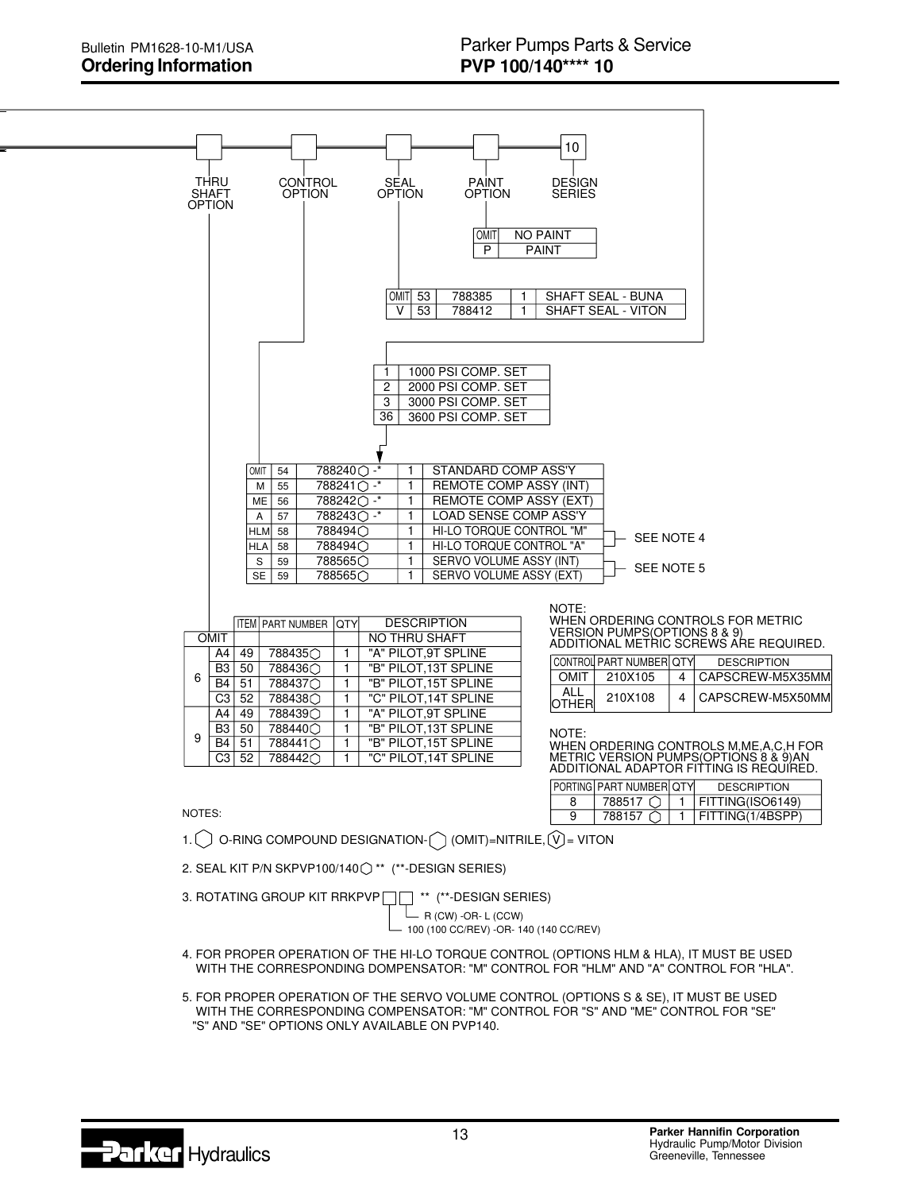# Ordering Information

## Parker Pumps Parts & Service PVP 100/140**** 10

THRU SHAFT OPTION — CONTROL OPTION — SEAL OPTION — PAINT OPTION — DESIGN SERIES (10)

**Paint Option**

| | |
|---|---|
| OMIT | NO PAINT |
| P | PAINT |

**Seal Option**

| | ITEM | PART NUMBER | QTY | DESCRIPTION |
|---|---|---|---|---|
| OMIT | 53 | 788385 | 1 | SHAFT SEAL - BUNA |
| V | 53 | 788412 | 1 | SHAFT SEAL - VITON |

**Compensator Setting**

| | |
|---|---|
| 1 | 1000 PSI COMP. SET |
| 2 | 2000 PSI COMP. SET |
| 3 | 3000 PSI COMP. SET |
| 36 | 3600 PSI COMP. SET |

**Control Option**

| | ITEM | PART NUMBER | QTY | DESCRIPTION | |
|---|---|---|---|---|---|
| OMIT | 54 | 788240◯ -* | 1 | STANDARD COMP ASS'Y | |
| M | 55 | 788241◯ -* | 1 | REMOTE COMP ASSY (INT) | |
| ME | 56 | 788242◯ -* | 1 | REMOTE COMP ASSY (EXT) | |
| A | 57 | 788243◯ -* | 1 | LOAD SENSE COMP ASS'Y | |
| HLM | 58 | 788494◯ | 1 | HI-LO TORQUE CONTROL "M" | SEE NOTE 4 |
| HLA | 58 | 788494◯ | 1 | HI-LO TORQUE CONTROL "A" | SEE NOTE 4 |
| S | 59 | 788565◯ | 1 | SERVO VOLUME ASSY (INT) | SEE NOTE 5 |
| SE | 59 | 788565◯ | 1 | SERVO VOLUME ASSY (EXT) | SEE NOTE 5 |

**Thru Shaft Option**

| | | ITEM | PART NUMBER | QTY | DESCRIPTION |
|---|---|---|---|---|---|
| OMIT | | | | | NO THRU SHAFT |
| 6 | A4 | 49 | 788435◯ | 1 | "A" PILOT,9T SPLINE |
| 6 | B3 | 50 | 788436◯ | 1 | "B" PILOT,13T SPLINE |
| 6 | B4 | 51 | 788437◯ | 1 | "B" PILOT,15T SPLINE |
| 6 | C3 | 52 | 788438◯ | 1 | "C" PILOT,14T SPLINE |
| 9 | A4 | 49 | 788439◯ | 1 | "A" PILOT,9T SPLINE |
| 9 | B3 | 50 | 788440◯ | 1 | "B" PILOT,13T SPLINE |
| 9 | B4 | 51 | 788441◯ | 1 | "B" PILOT,15T SPLINE |
| 9 | C3 | 52 | 788442◯ | 1 | "C" PILOT,14T SPLINE |

NOTE:
WHEN ORDERING CONTROLS FOR METRIC VERSION PUMPS(OPTIONS 8 & 9) ADDITIONAL METRIC SCREWS ARE REQUIRED.

| CONTROL | PART NUMBER | QTY | DESCRIPTION |
|---|---|---|---|
| OMIT | 210X105 | 4 | CAPSCREW-M5X35MM |
| ALL OTHER | 210X108 | 4 | CAPSCREW-M5X50MM |

NOTE:
WHEN ORDERING CONTROLS M,ME,A,C,H FOR METRIC VERSION PUMPS(OPTIONS 8 & 9)AN ADDITIONAL ADAPTOR FITTING IS REQUIRED.

| PORTING | PART NUMBER | QTY | DESCRIPTION |
|---|---|---|---|
| 8 | 788517 ◯ | 1 | FITTING(ISO6149) |
| 9 | 788157 ◯ | 1 | FITTING(1/4BSPP) |

NOTES:

1. ◯ O-RING COMPOUND DESIGNATION-◯ (OMIT)=NITRILE, (V) = VITON
2. SEAL KIT P/N SKPVP100/140◯ ** (**-DESIGN SERIES)
3. ROTATING GROUP KIT RRKPVP ☐☐ ** (**-DESIGN SERIES)
   - R (CW) -OR- L (CCW)
   - 100 (100 CC/REV) -OR- 140 (140 CC/REV)
4. FOR PROPER OPERATION OF THE HI-LO TORQUE CONTROL (OPTIONS HLM & HLA), IT MUST BE USED WITH THE CORRESPONDING DOMPENSATOR: "M" CONTROL FOR "HLM" AND "A" CONTROL FOR "HLA".
5. FOR PROPER OPERATION OF THE SERVO VOLUME CONTROL (OPTIONS S & SE), IT MUST BE USED WITH THE CORRESPONDING COMPENSATOR: "M" CONTROL FOR "S" AND "ME" CONTROL FOR "SE" "S" AND "SE" OPTIONS ONLY AVAILABLE ON PVP140.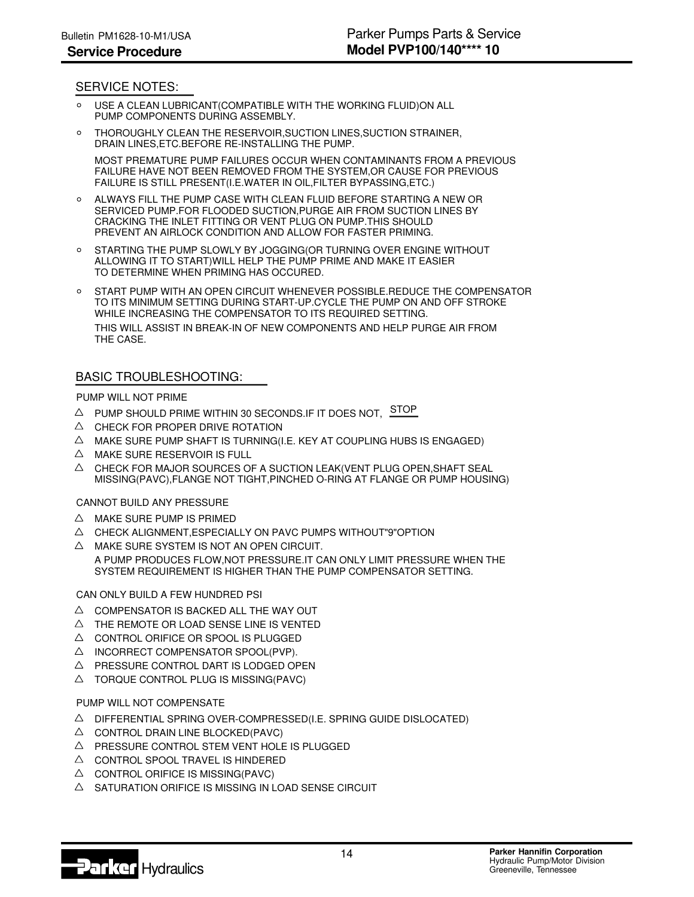## SERVICE NOTES:

- USE A CLEAN LUBRICANT(COMPATIBLE WITH THE WORKING FLUID)ON ALL PUMP COMPONENTS DURING ASSEMBLY.
- THOROUGHLY CLEAN THE RESERVOIR,SUCTION LINES,SUCTION STRAINER, DRAIN LINES,ETC.BEFORE RE-INSTALLING THE PUMP.

  MOST PREMATURE PUMP FAILURES OCCUR WHEN CONTAMINANTS FROM A PREVIOUS FAILURE HAVE NOT BEEN REMOVED FROM THE SYSTEM,OR CAUSE FOR PREVIOUS FAILURE IS STILL PRESENT(I.E.WATER IN OIL,FILTER BYPASSING,ETC.)
- ALWAYS FILL THE PUMP CASE WITH CLEAN FLUID BEFORE STARTING A NEW OR SERVICED PUMP.FOR FLOODED SUCTION,PURGE AIR FROM SUCTION LINES BY CRACKING THE INLET FITTING OR VENT PLUG ON PUMP.THIS SHOULD PREVENT AN AIRLOCK CONDITION AND ALLOW FOR FASTER PRIMING.
- STARTING THE PUMP SLOWLY BY JOGGING(OR TURNING OVER ENGINE WITHOUT ALLOWING IT TO START)WILL HELP THE PUMP PRIME AND MAKE IT EASIER TO DETERMINE WHEN PRIMING HAS OCCURED.
- START PUMP WITH AN OPEN CIRCUIT WHENEVER POSSIBLE.REDUCE THE COMPENSATOR TO ITS MINIMUM SETTING DURING START-UP.CYCLE THE PUMP ON AND OFF STROKE WHILE INCREASING THE COMPENSATOR TO ITS REQUIRED SETTING.

  THIS WILL ASSIST IN BREAK-IN OF NEW COMPONENTS AND HELP PURGE AIR FROM THE CASE.

## BASIC TROUBLESHOOTING:

PUMP WILL NOT PRIME

- △ PUMP SHOULD PRIME WITHIN 30 SECONDS.IF IT DOES NOT, STOP
- △ CHECK FOR PROPER DRIVE ROTATION
- △ MAKE SURE PUMP SHAFT IS TURNING(I.E. KEY AT COUPLING HUBS IS ENGAGED)
- △ MAKE SURE RESERVOIR IS FULL
- △ CHECK FOR MAJOR SOURCES OF A SUCTION LEAK(VENT PLUG OPEN,SHAFT SEAL MISSING(PAVC),FLANGE NOT TIGHT,PINCHED O-RING AT FLANGE OR PUMP HOUSING)

CANNOT BUILD ANY PRESSURE

- △ MAKE SURE PUMP IS PRIMED
- △ CHECK ALIGNMENT,ESPECIALLY ON PAVC PUMPS WITHOUT"9"OPTION
- △ MAKE SURE SYSTEM IS NOT AN OPEN CIRCUIT.

  A PUMP PRODUCES FLOW,NOT PRESSURE.IT CAN ONLY LIMIT PRESSURE WHEN THE SYSTEM REQUIREMENT IS HIGHER THAN THE PUMP COMPENSATOR SETTING.

CAN ONLY BUILD A FEW HUNDRED PSI

- △ COMPENSATOR IS BACKED ALL THE WAY OUT
- △ THE REMOTE OR LOAD SENSE LINE IS VENTED
- △ CONTROL ORIFICE OR SPOOL IS PLUGGED
- △ INCORRECT COMPENSATOR SPOOL(PVP).
- △ PRESSURE CONTROL DART IS LODGED OPEN
- △ TORQUE CONTROL PLUG IS MISSING(PAVC)

PUMP WILL NOT COMPENSATE

- △ DIFFERENTIAL SPRING OVER-COMPRESSED(I.E. SPRING GUIDE DISLOCATED)
- △ CONTROL DRAIN LINE BLOCKED(PAVC)
- △ PRESSURE CONTROL STEM VENT HOLE IS PLUGGED
- △ CONTROL SPOOL TRAVEL IS HINDERED
- △ CONTROL ORIFICE IS MISSING(PAVC)
- △ SATURATION ORIFICE IS MISSING IN LOAD SENSE CIRCUIT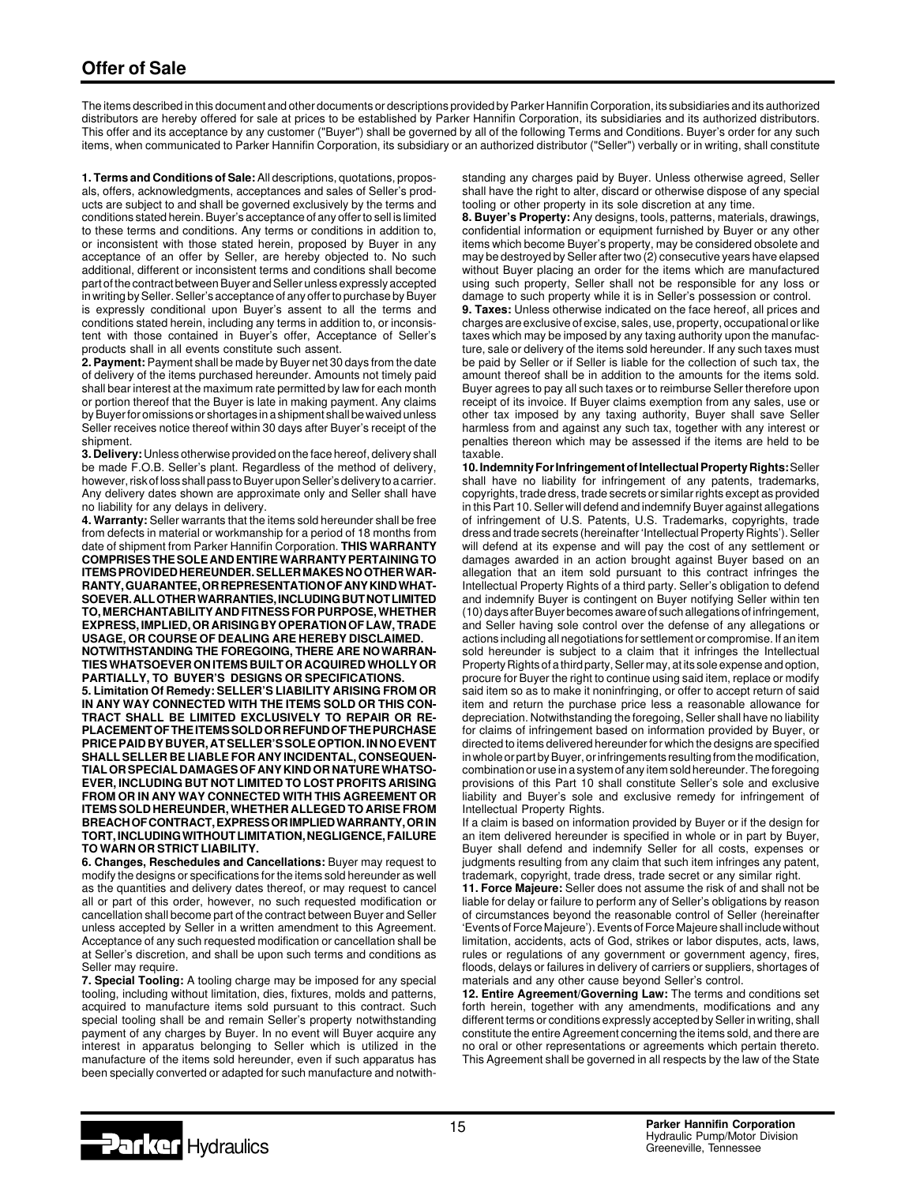# Offer of Sale

The items described in this document and other documents or descriptions provided by Parker Hannifin Corporation, its subsidiaries and its authorized distributors are hereby offered for sale at prices to be established by Parker Hannifin Corporation, its subsidiaries and its authorized distributors. This offer and its acceptance by any customer ("Buyer") shall be governed by all of the following Terms and Conditions. Buyer's order for any such items, when communicated to Parker Hannifin Corporation, its subsidiary or an authorized distributor ("Seller") verbally or in writing, shall constitute

**1. Terms and Conditions of Sale:** All descriptions, quotations, proposals, offers, acknowledgments, acceptances and sales of Seller's products are subject to and shall be governed exclusively by the terms and conditions stated herein. Buyer's acceptance of any offer to sell is limited to these terms and conditions. Any terms or conditions in addition to, or inconsistent with those stated herein, proposed by Buyer in any acceptance of an offer by Seller, are hereby objected to. No such additional, different or inconsistent terms and conditions shall become part of the contract between Buyer and Seller unless expressly accepted in writing by Seller. Seller's acceptance of any offer to purchase by Buyer is expressly conditional upon Buyer's assent to all the terms and conditions stated herein, including any terms in addition to, or inconsistent with those contained in Buyer's offer, Acceptance of Seller's products shall in all events constitute such assent.

**2. Payment:** Payment shall be made by Buyer net 30 days from the date of delivery of the items purchased hereunder. Amounts not timely paid shall bear interest at the maximum rate permitted by law for each month or portion thereof that the Buyer is late in making payment. Any claims by Buyer for omissions or shortages in a shipment shall be waived unless Seller receives notice thereof within 30 days after Buyer's receipt of the shipment.

**3. Delivery:** Unless otherwise provided on the face hereof, delivery shall be made F.O.B. Seller's plant. Regardless of the method of delivery, however, risk of loss shall pass to Buyer upon Seller's delivery to a carrier. Any delivery dates shown are approximate only and Seller shall have no liability for any delays in delivery.

**4. Warranty:** Seller warrants that the items sold hereunder shall be free from defects in material or workmanship for a period of 18 months from date of shipment from Parker Hannifin Corporation. **THIS WARRANTY COMPRISES THE SOLE AND ENTIRE WARRANTY PERTAINING TO ITEMS PROVIDED HEREUNDER. SELLER MAKES NO OTHER WARRANTY, GUARANTEE, OR REPRESENTATION OF ANY KIND WHATSOEVER. ALL OTHER WARRANTIES, INCLUDING BUT NOT LIMITED TO, MERCHANTABILITY AND FITNESS FOR PURPOSE, WHETHER EXPRESS, IMPLIED, OR ARISING BY OPERATION OF LAW, TRADE USAGE, OR COURSE OF DEALING ARE HEREBY DISCLAIMED. NOTWITHSTANDING THE FOREGOING, THERE ARE NO WARRANTIES WHATSOEVER ON ITEMS BUILT OR ACQUIRED WHOLLY OR PARTIALLY, TO BUYER'S DESIGNS OR SPECIFICATIONS.**

**5. Limitation Of Remedy: SELLER'S LIABILITY ARISING FROM OR IN ANY WAY CONNECTED WITH THE ITEMS SOLD OR THIS CONTRACT SHALL BE LIMITED EXCLUSIVELY TO REPAIR OR REPLACEMENT OF THE ITEMS SOLD OR REFUND OF THE PURCHASE PRICE PAID BY BUYER, AT SELLER'S SOLE OPTION. IN NO EVENT SHALL SELLER BE LIABLE FOR ANY INCIDENTAL, CONSEQUENTIAL OR SPECIAL DAMAGES OF ANY KIND OR NATURE WHATSOEVER, INCLUDING BUT NOT LIMITED TO LOST PROFITS ARISING FROM OR IN ANY WAY CONNECTED WITH THIS AGREEMENT OR ITEMS SOLD HEREUNDER, WHETHER ALLEGED TO ARISE FROM BREACH OF CONTRACT, EXPRESS OR IMPLIED WARRANTY, OR IN TORT, INCLUDING WITHOUT LIMITATION, NEGLIGENCE, FAILURE TO WARN OR STRICT LIABILITY.**

**6. Changes, Reschedules and Cancellations:** Buyer may request to modify the designs or specifications for the items sold hereunder as well as the quantities and delivery dates thereof, or may request to cancel all or part of this order, however, no such requested modification or cancellation shall become part of the contract between Buyer and Seller unless accepted by Seller in a written amendment to this Agreement. Acceptance of any such requested modification or cancellation shall be at Seller's discretion, and shall be upon such terms and conditions as Seller may require.

**7. Special Tooling:** A tooling charge may be imposed for any special tooling, including without limitation, dies, fixtures, molds and patterns, acquired to manufacture items sold pursuant to this contract. Such special tooling shall be and remain Seller's property notwithstanding payment of any charges by Buyer. In no event will Buyer acquire any interest in apparatus belonging to Seller which is utilized in the manufacture of the items sold hereunder, even if such apparatus has been specially converted or adapted for such manufacture and notwithstanding any charges paid by Buyer. Unless otherwise agreed, Seller shall have the right to alter, discard or otherwise dispose of any special tooling or other property in its sole discretion at any time.

**8. Buyer's Property:** Any designs, tools, patterns, materials, drawings, confidential information or equipment furnished by Buyer or any other items which become Buyer's property, may be considered obsolete and may be destroyed by Seller after two (2) consecutive years have elapsed without Buyer placing an order for the items which are manufactured using such property, Seller shall not be responsible for any loss or damage to such property while it is in Seller's possession or control.

**9. Taxes:** Unless otherwise indicated on the face hereof, all prices and charges are exclusive of excise, sales, use, property, occupational or like taxes which may be imposed by any taxing authority upon the manufacture, sale or delivery of the items sold hereunder. If any such taxes must be paid by Seller or if Seller is liable for the collection of such tax, the amount thereof shall be in addition to the amounts for the items sold. Buyer agrees to pay all such taxes or to reimburse Seller therefore upon receipt of its invoice. If Buyer claims exemption from any sales, use or other tax imposed by any taxing authority, Buyer shall save Seller harmless from and against any such tax, together with any interest or penalties thereon which may be assessed if the items are held to be taxable.

**10. Indemnity For Infringement of Intellectual Property Rights:** Seller shall have no liability for infringement of any patents, trademarks, copyrights, trade dress, trade secrets or similar rights except as provided in this Part 10. Seller will defend and indemnify Buyer against allegations of infringement of U.S. Patents, U.S. Trademarks, copyrights, trade dress and trade secrets (hereinafter 'Intellectual Property Rights'). Seller will defend at its expense and will pay the cost of any settlement or damages awarded in an action brought against Buyer based on an allegation that an item sold pursuant to this contract infringes the Intellectual Property Rights of a third party. Seller's obligation to defend and indemnify Buyer is contingent on Buyer notifying Seller within ten (10) days after Buyer becomes aware of such allegations of infringement, and Seller having sole control over the defense of any allegations or actions including all negotiations for settlement or compromise. If an item sold hereunder is subject to a claim that it infringes the Intellectual Property Rights of a third party, Seller may, at its sole expense and option, procure for Buyer the right to continue using said item, replace or modify said item so as to make it noninfringing, or offer to accept return of said item and return the purchase price less a reasonable allowance for depreciation. Notwithstanding the foregoing, Seller shall have no liability for claims of infringement based on information provided by Buyer, or directed to items delivered hereunder for which the designs are specified in whole or part by Buyer, or infringements resulting from the modification, combination or use in a system of any item sold hereunder. The foregoing provisions of this Part 10 shall constitute Seller's sole and exclusive liability and Buyer's sole and exclusive remedy for infringement of Intellectual Property Rights.

If a claim is based on information provided by Buyer or if the design for an item delivered hereunder is specified in whole or in part by Buyer, Buyer shall defend and indemnify Seller for all costs, expenses or judgments resulting from any claim that such item infringes any patent, trademark, copyright, trade dress, trade secret or any similar right.

**11. Force Majeure:** Seller does not assume the risk of and shall not be liable for delay or failure to perform any of Seller's obligations by reason of circumstances beyond the reasonable control of Seller (hereinafter 'Events of Force Majeure'). Events of Force Majeure shall include without limitation, accidents, acts of God, strikes or labor disputes, acts, laws, rules or regulations of any government or government agency, fires, floods, delays or failures in delivery of carriers or suppliers, shortages of materials and any other cause beyond Seller's control.

**12. Entire Agreement/Governing Law:** The terms and conditions set forth herein, together with any amendments, modifications and any different terms or conditions expressly accepted by Seller in writing, shall constitute the entire Agreement concerning the items sold, and there are no oral or other representations or agreements which pertain thereto. This Agreement shall be governed in all respects by the law of the State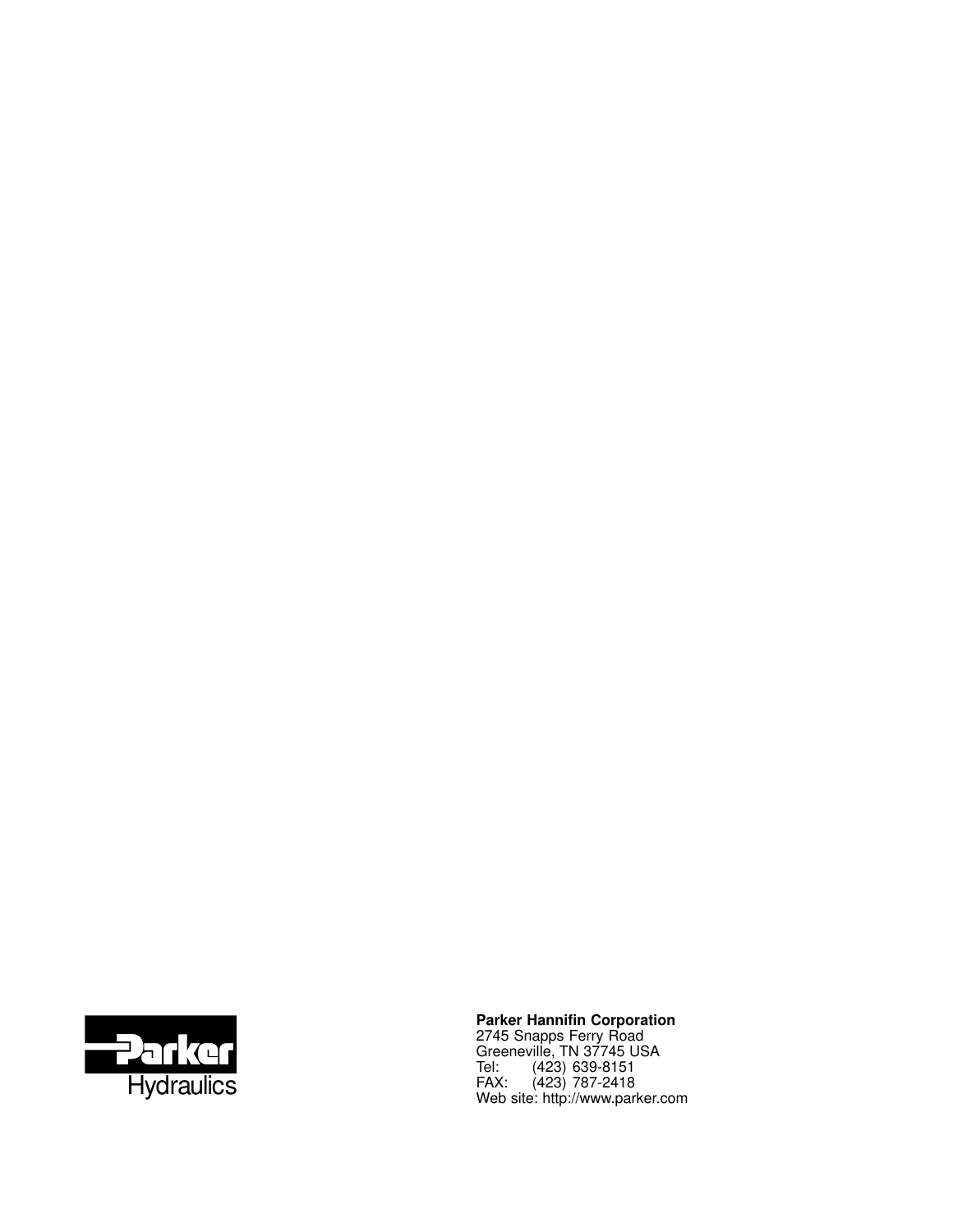Parker Hydraulics

**Parker Hannifin Corporation**
2745 Snapps Ferry Road
Greeneville, TN 37745 USA
Tel: (423) 639-8151
FAX: (423) 787-2418
Web site: http://www.parker.com